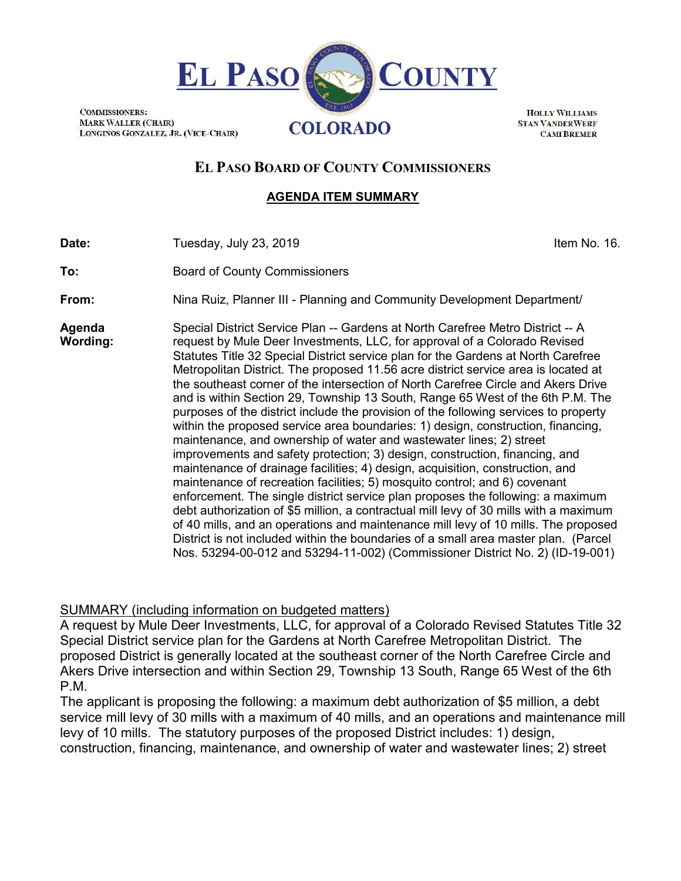# EL PASO COUNTY

COLORADO

COMMISSIONERS:
MARK WALLER (CHAIR)
LONGINOS GONZALEZ, JR. (VICE-CHAIR)

HOLLY WILLIAMS
STAN VANDERWERF
CAMI BREMER

## EL PASO BOARD OF COUNTY COMMISSIONERS

### AGENDA ITEM SUMMARY

**Date:** Tuesday, July 23, 2019 — Item No. 16.

**To:** Board of County Commissioners

**From:** Nina Ruiz, Planner III - Planning and Community Development Department/

**Agenda Wording:** Special District Service Plan -- Gardens at North Carefree Metro District -- A request by Mule Deer Investments, LLC, for approval of a Colorado Revised Statutes Title 32 Special District service plan for the Gardens at North Carefree Metropolitan District. The proposed 11.56 acre district service area is located at the southeast corner of the intersection of North Carefree Circle and Akers Drive and is within Section 29, Township 13 South, Range 65 West of the 6th P.M. The purposes of the district include the provision of the following services to property within the proposed service area boundaries: 1) design, construction, financing, maintenance, and ownership of water and wastewater lines; 2) street improvements and safety protection; 3) design, construction, financing, and maintenance of drainage facilities; 4) design, acquisition, construction, and maintenance of recreation facilities; 5) mosquito control; and 6) covenant enforcement. The single district service plan proposes the following: a maximum debt authorization of $5 million, a contractual mill levy of 30 mills with a maximum of 40 mills, and an operations and maintenance mill levy of 10 mills. The proposed District is not included within the boundaries of a small area master plan. (Parcel Nos. 53294-00-012 and 53294-11-002) (Commissioner District No. 2) (ID-19-001)

SUMMARY (including information on budgeted matters)

A request by Mule Deer Investments, LLC, for approval of a Colorado Revised Statutes Title 32 Special District service plan for the Gardens at North Carefree Metropolitan District. The proposed District is generally located at the southeast corner of the North Carefree Circle and Akers Drive intersection and within Section 29, Township 13 South, Range 65 West of the 6th P.M.

The applicant is proposing the following: a maximum debt authorization of $5 million, a debt service mill levy of 30 mills with a maximum of 40 mills, and an operations and maintenance mill levy of 10 mills. The statutory purposes of the proposed District includes: 1) design, construction, financing, maintenance, and ownership of water and wastewater lines; 2) street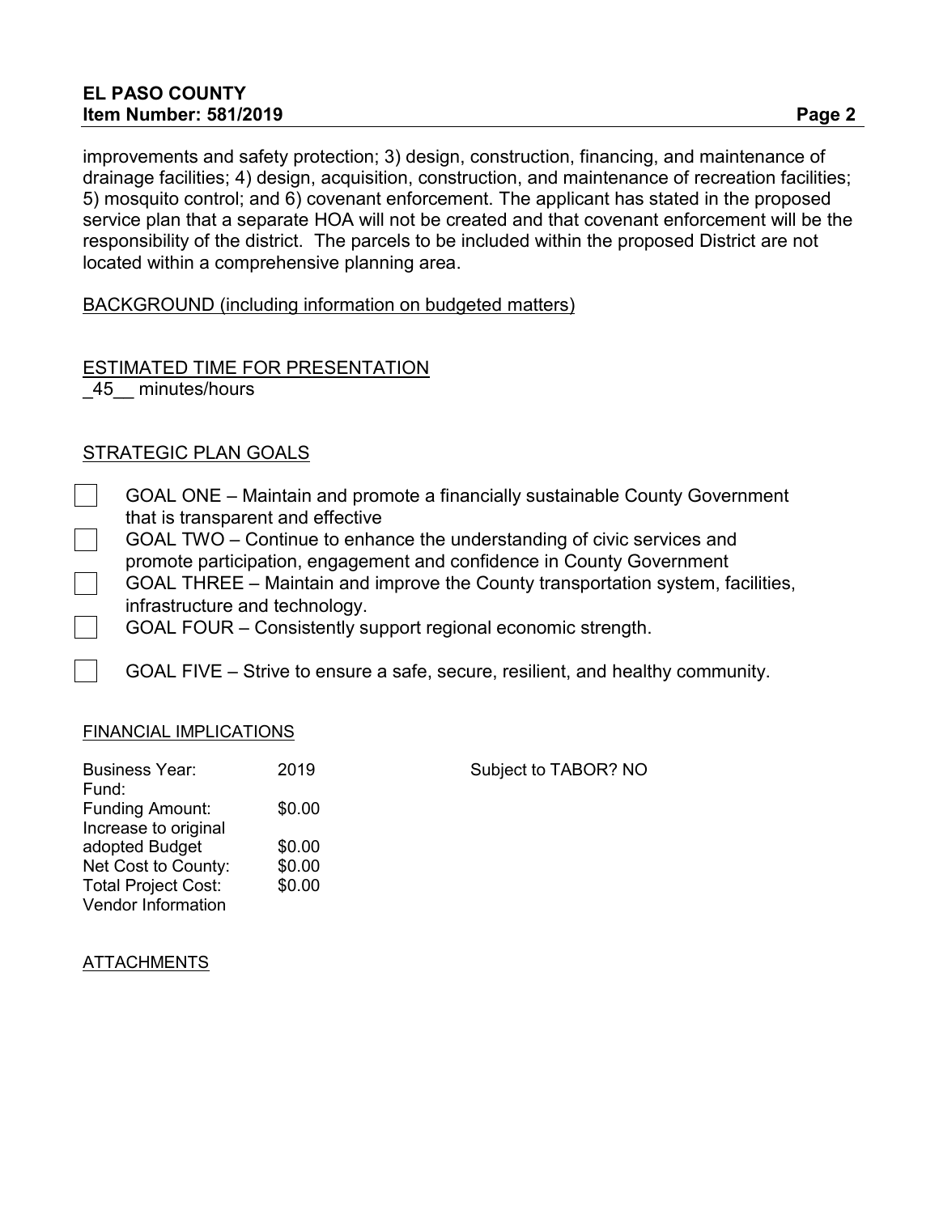improvements and safety protection; 3) design, construction, financing, and maintenance of drainage facilities; 4) design, acquisition, construction, and maintenance of recreation facilities; 5) mosquito control; and 6) covenant enforcement. The applicant has stated in the proposed service plan that a separate HOA will not be created and that covenant enforcement will be the responsibility of the district. The parcels to be included within the proposed District are not located within a comprehensive planning area.

BACKGROUND (including information on budgeted matters)

ESTIMATED TIME FOR PRESENTATION

_45__ minutes/hours

STRATEGIC PLAN GOALS

- [ ] GOAL ONE – Maintain and promote a financially sustainable County Government that is transparent and effective
- [ ] GOAL TWO – Continue to enhance the understanding of civic services and promote participation, engagement and confidence in County Government
- [ ] GOAL THREE – Maintain and improve the County transportation system, facilities, infrastructure and technology.
- [ ] GOAL FOUR – Consistently support regional economic strength.
- [ ] GOAL FIVE – Strive to ensure a safe, secure, resilient, and healthy community.

FINANCIAL IMPLICATIONS

| | | |
|---|---|---|
| Business Year: | 2019 | Subject to TABOR? NO |
| Fund: | | |
| Funding Amount: | $0.00 | |
| Increase to original adopted Budget | $0.00 | |
| Net Cost to County: | $0.00 | |
| Total Project Cost: | $0.00 | |
| Vendor Information | | |

ATTACHMENTS